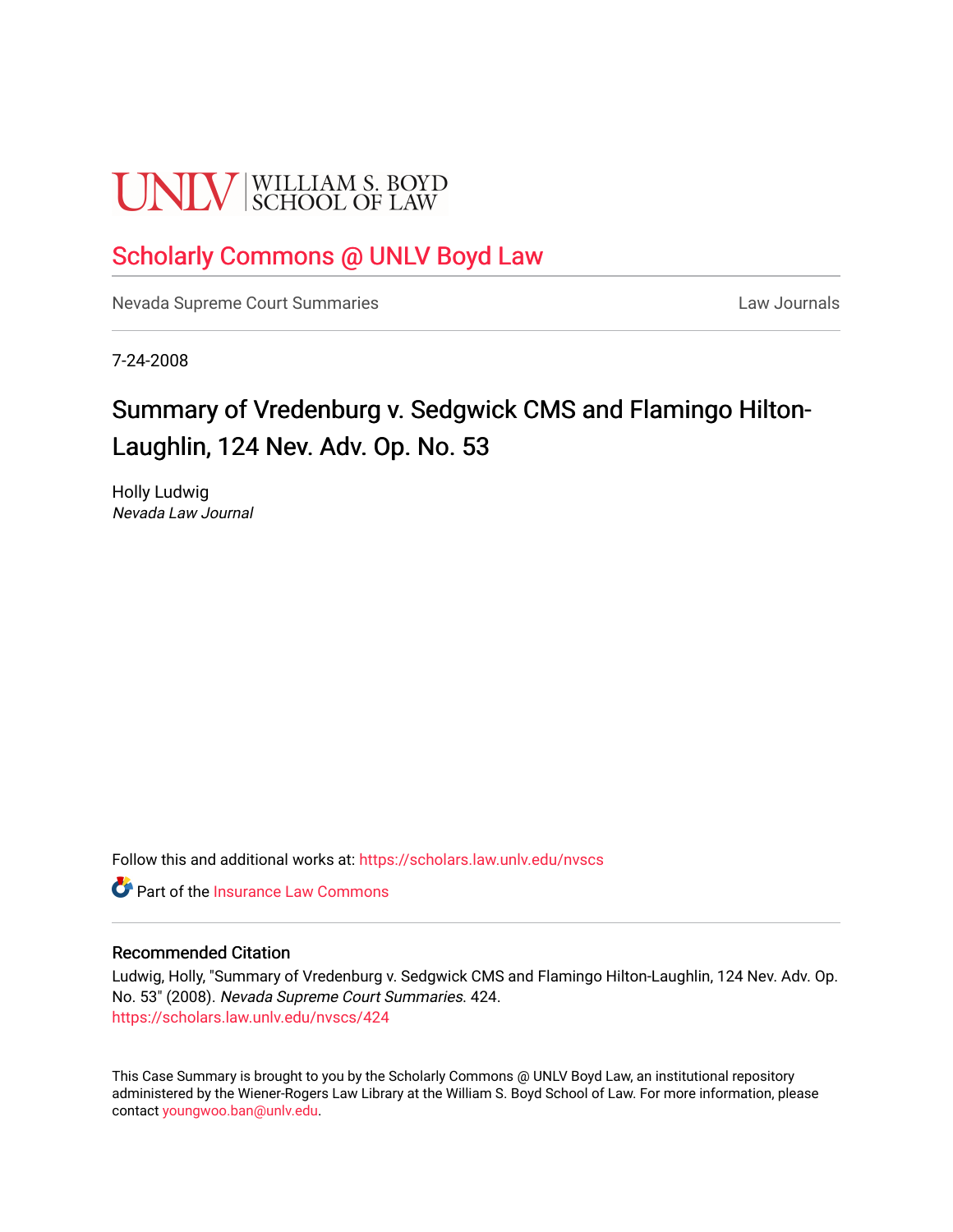UNLV | WILLIAM S. BOYD SCHOOL OF LAW

## Scholarly Commons @ UNLV Boyd Law

Nevada Supreme Court Summaries | Law Journals

7-24-2008

# Summary of Vredenburg v. Sedgwick CMS and Flamingo Hilton-Laughlin, 124 Nev. Adv. Op. No. 53

Holly Ludwig
*Nevada Law Journal*

Follow this and additional works at: https://scholars.law.unlv.edu/nvscs

Part of the Insurance Law Commons

### Recommended Citation

Ludwig, Holly, "Summary of Vredenburg v. Sedgwick CMS and Flamingo Hilton-Laughlin, 124 Nev. Adv. Op. No. 53" (2008). *Nevada Supreme Court Summaries*. 424.
https://scholars.law.unlv.edu/nvscs/424

This Case Summary is brought to you by the Scholarly Commons @ UNLV Boyd Law, an institutional repository administered by the Wiener-Rogers Law Library at the William S. Boyd School of Law. For more information, please contact youngwoo.ban@unlv.edu.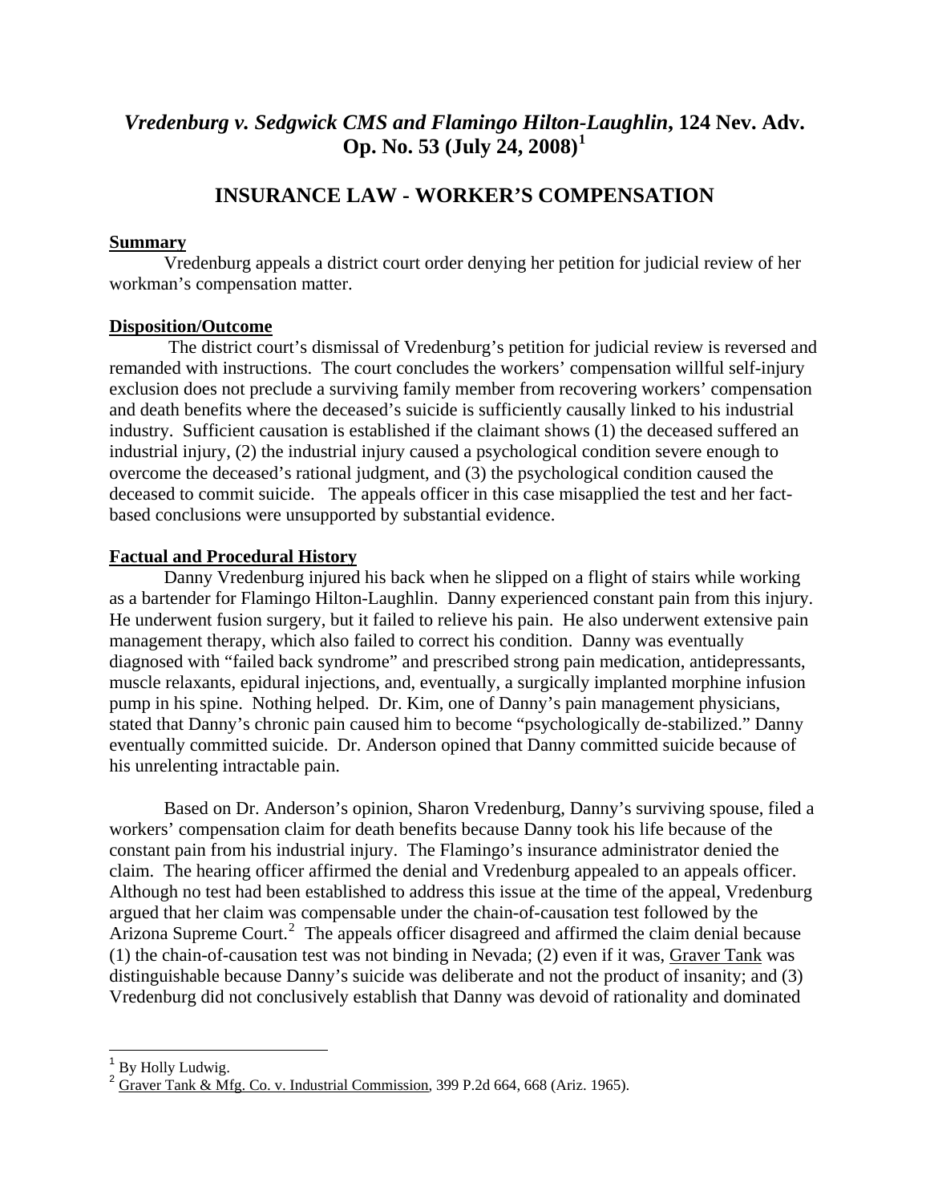# *Vredenburg v. Sedgwick CMS and Flamingo Hilton-Laughlin*, 124 Nev. Adv. Op. No. 53 (July 24, 2008)[1]

## INSURANCE LAW - WORKER'S COMPENSATION

**Summary**

Vredenburg appeals a district court order denying her petition for judicial review of her workman's compensation matter.

**Disposition/Outcome**

The district court's dismissal of Vredenburg's petition for judicial review is reversed and remanded with instructions. The court concludes the workers' compensation willful self-injury exclusion does not preclude a surviving family member from recovering workers' compensation and death benefits where the deceased's suicide is sufficiently causally linked to his industrial industry. Sufficient causation is established if the claimant shows (1) the deceased suffered an industrial injury, (2) the industrial injury caused a psychological condition severe enough to overcome the deceased's rational judgment, and (3) the psychological condition caused the deceased to commit suicide. The appeals officer in this case misapplied the test and her fact-based conclusions were unsupported by substantial evidence.

**Factual and Procedural History**

Danny Vredenburg injured his back when he slipped on a flight of stairs while working as a bartender for Flamingo Hilton-Laughlin. Danny experienced constant pain from this injury. He underwent fusion surgery, but it failed to relieve his pain. He also underwent extensive pain management therapy, which also failed to correct his condition. Danny was eventually diagnosed with "failed back syndrome" and prescribed strong pain medication, antidepressants, muscle relaxants, epidural injections, and, eventually, a surgically implanted morphine infusion pump in his spine. Nothing helped. Dr. Kim, one of Danny's pain management physicians, stated that Danny's chronic pain caused him to become "psychologically de-stabilized." Danny eventually committed suicide. Dr. Anderson opined that Danny committed suicide because of his unrelenting intractable pain.

Based on Dr. Anderson's opinion, Sharon Vredenburg, Danny's surviving spouse, filed a workers' compensation claim for death benefits because Danny took his life because of the constant pain from his industrial injury. The Flamingo's insurance administrator denied the claim. The hearing officer affirmed the denial and Vredenburg appealed to an appeals officer. Although no test had been established to address this issue at the time of the appeal, Vredenburg argued that her claim was compensable under the chain-of-causation test followed by the Arizona Supreme Court.[2] The appeals officer disagreed and affirmed the claim denial because (1) the chain-of-causation test was not binding in Nevada; (2) even if it was, Graver Tank was distinguishable because Danny's suicide was deliberate and not the product of insanity; and (3) Vredenburg did not conclusively establish that Danny was devoid of rationality and dominated

---

[1] By Holly Ludwig.

[2] Graver Tank & Mfg. Co. v. Industrial Commission, 399 P.2d 664, 668 (Ariz. 1965).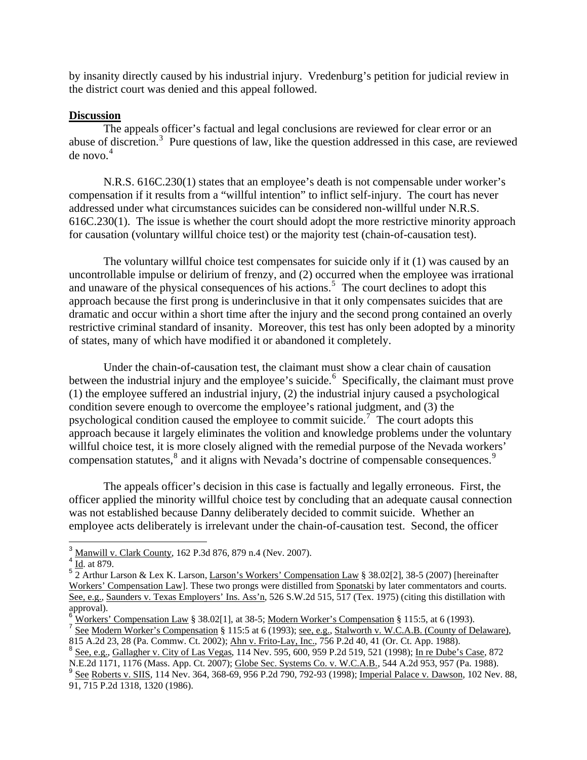by insanity directly caused by his industrial injury. Vredenburg's petition for judicial review in the district court was denied and this appeal followed.

**Discussion**

The appeals officer's factual and legal conclusions are reviewed for clear error or an abuse of discretion.[3] Pure questions of law, like the question addressed in this case, are reviewed de novo.[4]

N.R.S. 616C.230(1) states that an employee's death is not compensable under worker's compensation if it results from a "willful intention" to inflict self-injury. The court has never addressed under what circumstances suicides can be considered non-willful under N.R.S. 616C.230(1). The issue is whether the court should adopt the more restrictive minority approach for causation (voluntary willful choice test) or the majority test (chain-of-causation test).

The voluntary willful choice test compensates for suicide only if it (1) was caused by an uncontrollable impulse or delirium of frenzy, and (2) occurred when the employee was irrational and unaware of the physical consequences of his actions.[5] The court declines to adopt this approach because the first prong is underinclusive in that it only compensates suicides that are dramatic and occur within a short time after the injury and the second prong contained an overly restrictive criminal standard of insanity. Moreover, this test has only been adopted by a minority of states, many of which have modified it or abandoned it completely.

Under the chain-of-causation test, the claimant must show a clear chain of causation between the industrial injury and the employee's suicide.[6] Specifically, the claimant must prove (1) the employee suffered an industrial injury, (2) the industrial injury caused a psychological condition severe enough to overcome the employee's rational judgment, and (3) the psychological condition caused the employee to commit suicide.[7] The court adopts this approach because it largely eliminates the volition and knowledge problems under the voluntary willful choice test, it is more closely aligned with the remedial purpose of the Nevada workers' compensation statutes,[8] and it aligns with Nevada's doctrine of compensable consequences.[9]

The appeals officer's decision in this case is factually and legally erroneous. First, the officer applied the minority willful choice test by concluding that an adequate causal connection was not established because Danny deliberately decided to commit suicide. Whether an employee acts deliberately is irrelevant under the chain-of-causation test. Second, the officer

---

[3] Manwill v. Clark County, 162 P.3d 876, 879 n.4 (Nev. 2007).

[4] Id. at 879.

[5] 2 Arthur Larson & Lex K. Larson, Larson's Workers' Compensation Law § 38.02[2], 38-5 (2007) [hereinafter Workers' Compensation Law]. These two prongs were distilled from Sponatski by later commentators and courts. See, e.g., Saunders v. Texas Employers' Ins. Ass'n, 526 S.W.2d 515, 517 (Tex. 1975) (citing this distillation with approval).

[6] Workers' Compensation Law § 38.02[1], at 38-5; Modern Worker's Compensation § 115:5, at 6 (1993).

[7] See Modern Worker's Compensation § 115:5 at 6 (1993); see, e.g., Stalworth v. W.C.A.B. (County of Delaware), 815 A.2d 23, 28 (Pa. Commw. Ct. 2002); Ahn v. Frito-Lay, Inc., 756 P.2d 40, 41 (Or. Ct. App. 1988).

[8] See, e.g., Gallagher v. City of Las Vegas, 114 Nev. 595, 600, 959 P.2d 519, 521 (1998); In re Dube's Case, 872 N.E.2d 1171, 1176 (Mass. App. Ct. 2007); Globe Sec. Systems Co. v. W.C.A.B., 544 A.2d 953, 957 (Pa. 1988).

[9] See Roberts v. SIIS, 114 Nev. 364, 368-69, 956 P.2d 790, 792-93 (1998); Imperial Palace v. Dawson, 102 Nev. 88, 91, 715 P.2d 1318, 1320 (1986).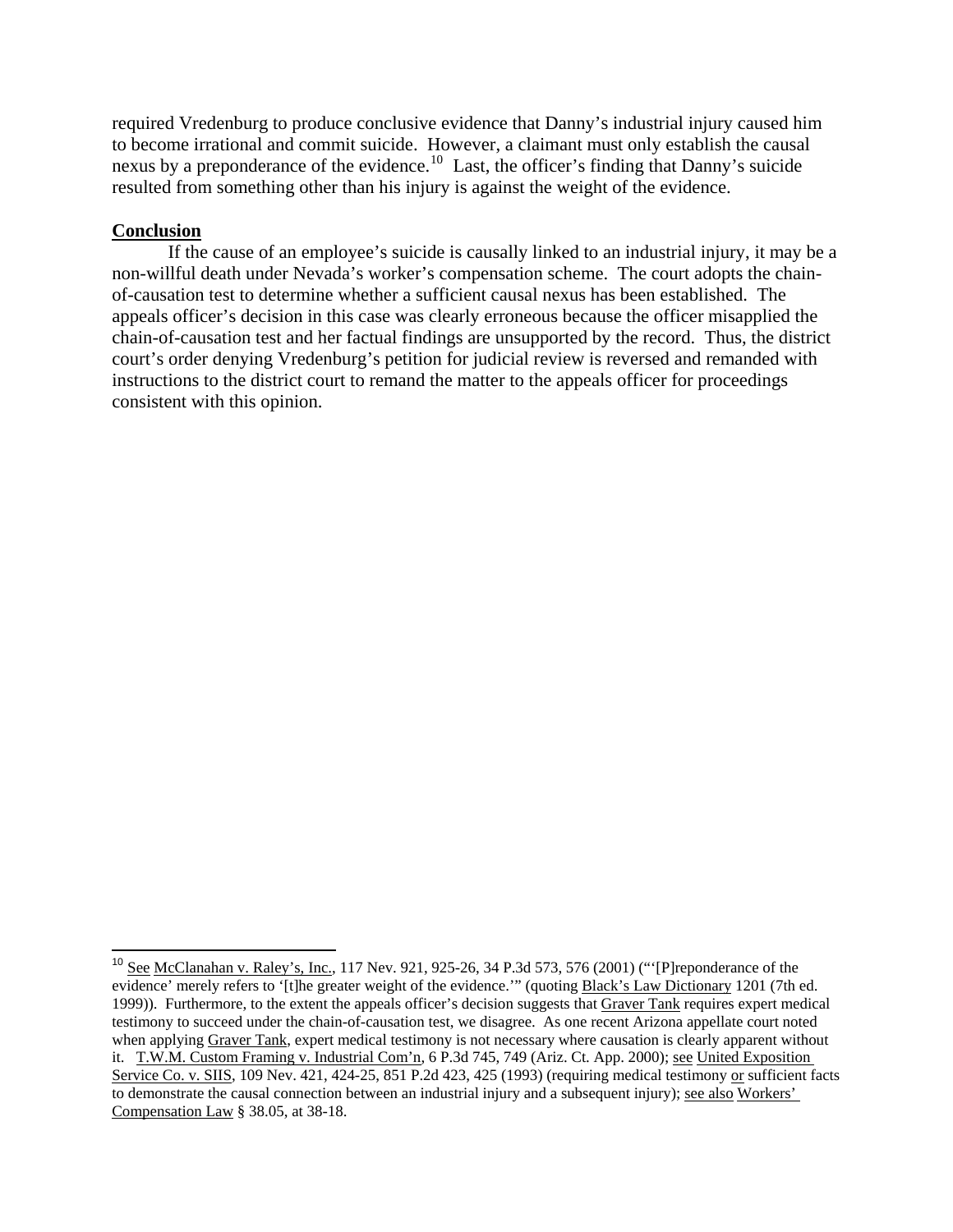required Vredenburg to produce conclusive evidence that Danny's industrial injury caused him to become irrational and commit suicide. However, a claimant must only establish the causal nexus by a preponderance of the evidence.[10] Last, the officer's finding that Danny's suicide resulted from something other than his injury is against the weight of the evidence.

**Conclusion**

If the cause of an employee's suicide is causally linked to an industrial injury, it may be a non-willful death under Nevada's worker's compensation scheme. The court adopts the chain-of-causation test to determine whether a sufficient causal nexus has been established. The appeals officer's decision in this case was clearly erroneous because the officer misapplied the chain-of-causation test and her factual findings are unsupported by the record. Thus, the district court's order denying Vredenburg's petition for judicial review is reversed and remanded with instructions to the district court to remand the matter to the appeals officer for proceedings consistent with this opinion.

---

[10] See McClanahan v. Raley's, Inc., 117 Nev. 921, 925-26, 34 P.3d 573, 576 (2001) ("'[P]reponderance of the evidence' merely refers to '[t]he greater weight of the evidence.'" (quoting Black's Law Dictionary 1201 (7th ed. 1999)). Furthermore, to the extent the appeals officer's decision suggests that Graver Tank requires expert medical testimony to succeed under the chain-of-causation test, we disagree. As one recent Arizona appellate court noted when applying Graver Tank, expert medical testimony is not necessary where causation is clearly apparent without it. T.W.M. Custom Framing v. Industrial Com'n, 6 P.3d 745, 749 (Ariz. Ct. App. 2000); see United Exposition Service Co. v. SIIS, 109 Nev. 421, 424-25, 851 P.2d 423, 425 (1993) (requiring medical testimony or sufficient facts to demonstrate the causal connection between an industrial injury and a subsequent injury); see also Workers' Compensation Law § 38.05, at 38-18.